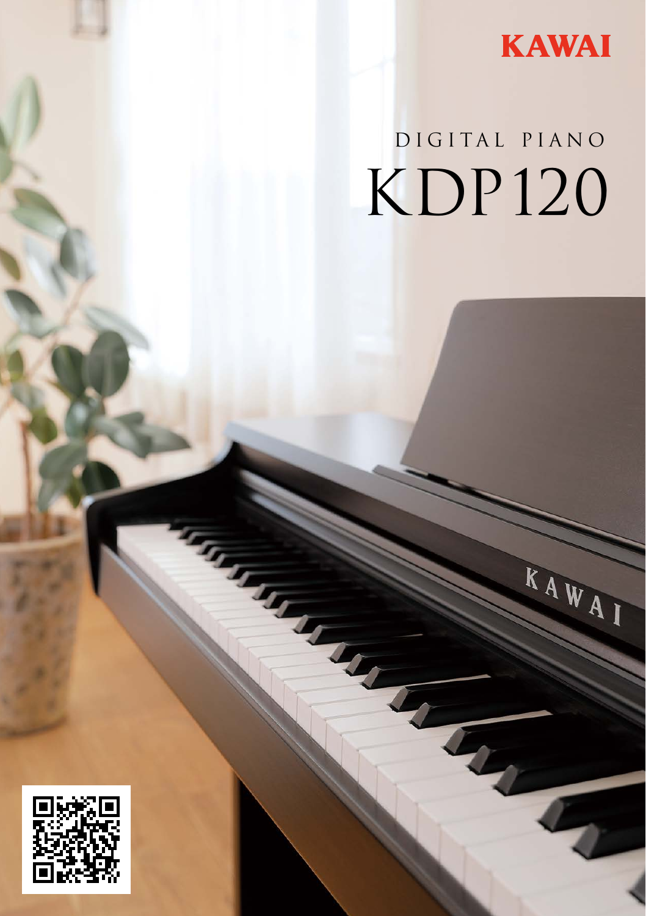KAWAI

DIGITAL PIANO

# KDP120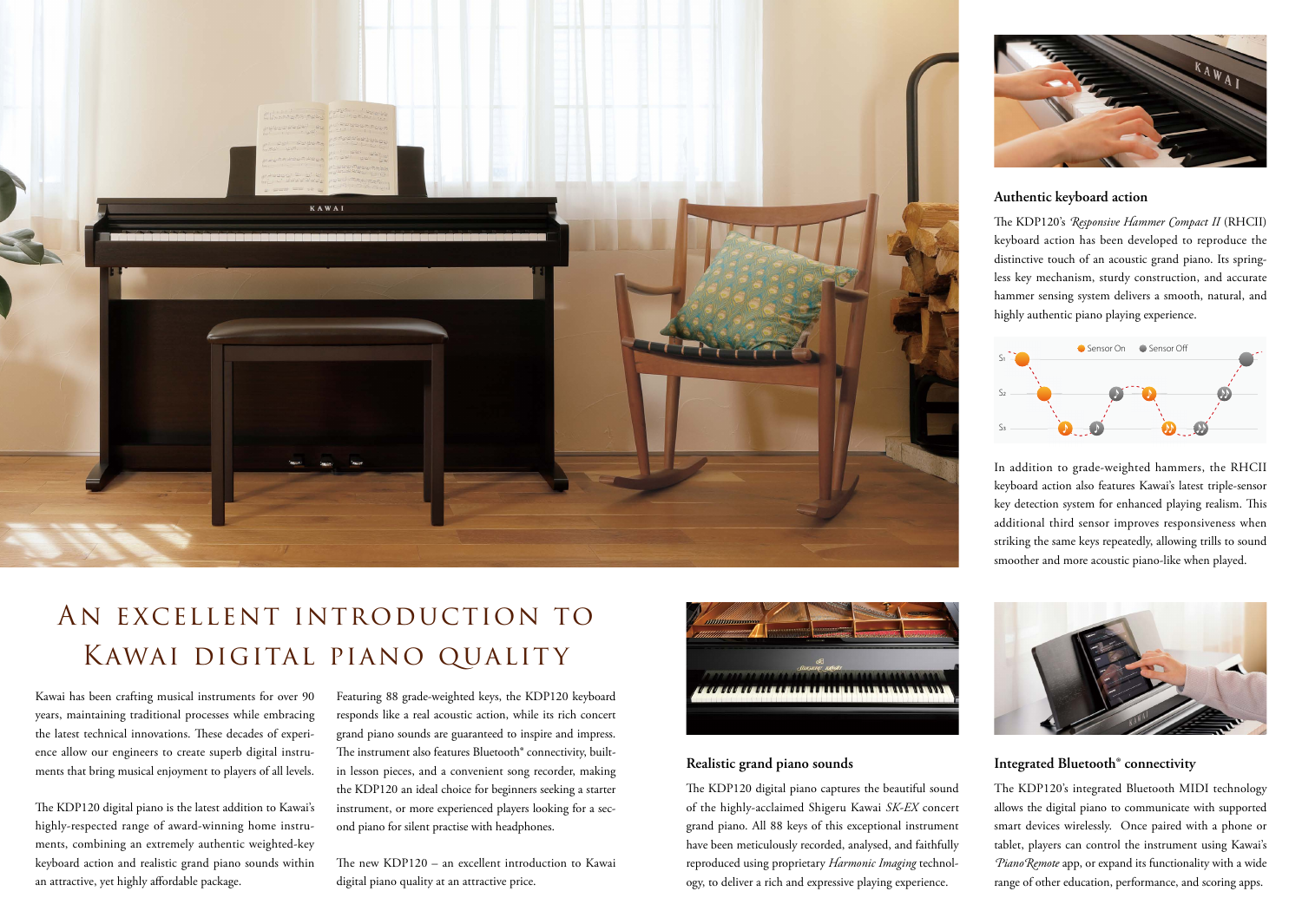## Authentic keyboard action

The KDP120's *Responsive Hammer Compact II* (RHCII) keyboard action has been developed to reproduce the distinctive touch of an acoustic grand piano. Its springless key mechanism, sturdy construction, and accurate hammer sensing system delivers a smooth, natural, and highly authentic piano playing experience.

In addition to grade-weighted hammers, the RHCII keyboard action also features Kawai's latest triple-sensor key detection system for enhanced playing realism. This additional third sensor improves responsiveness when striking the same keys repeatedly, allowing trills to sound smoother and more acoustic piano-like when played.

# An excellent introduction to Kawai digital piano quality

Kawai has been crafting musical instruments for over 90 years, maintaining traditional processes while embracing the latest technical innovations. These decades of experience allow our engineers to create superb digital instruments that bring musical enjoyment to players of all levels.

The KDP120 digital piano is the latest addition to Kawai's highly-respected range of award-winning home instruments, combining an extremely authentic weighted-key keyboard action and realistic grand piano sounds within an attractive, yet highly affordable package.

Featuring 88 grade-weighted keys, the KDP120 keyboard responds like a real acoustic action, while its rich concert grand piano sounds are guaranteed to inspire and impress. The instrument also features Bluetooth® connectivity, built-in lesson pieces, and a convenient song recorder, making the KDP120 an ideal choice for beginners seeking a starter instrument, or more experienced players looking for a second piano for silent practise with headphones.

The new KDP120 – an excellent introduction to Kawai digital piano quality at an attractive price.

## Realistic grand piano sounds

The KDP120 digital piano captures the beautiful sound of the highly-acclaimed Shigeru Kawai *SK-EX* concert grand piano. All 88 keys of this exceptional instrument have been meticulously recorded, analysed, and faithfully reproduced using proprietary *Harmonic Imaging* technology, to deliver a rich and expressive playing experience.

## Integrated Bluetooth® connectivity

The KDP120's integrated Bluetooth MIDI technology allows the digital piano to communicate with supported smart devices wirelessly. Once paired with a phone or tablet, players can control the instrument using Kawai's *PianoRemote* app, or expand its functionality with a wide range of other education, performance, and scoring apps.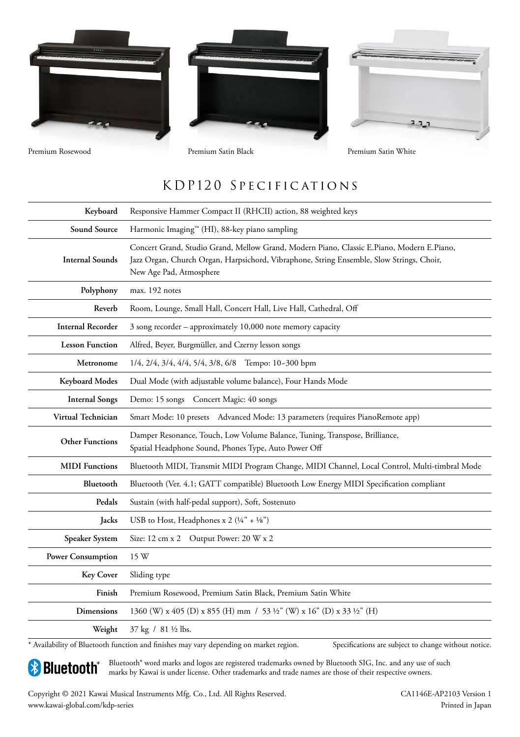Premium Rosewood

Premium Satin Black

Premium Satin White

# KDP120 Specifications

| | |
|---|---|
| **Keyboard** | Responsive Hammer Compact II (RHCII) action, 88 weighted keys |
| **Sound Source** | Harmonic Imaging™ (HI), 88-key piano sampling |
| **Internal Sounds** | Concert Grand, Studio Grand, Mellow Grand, Modern Piano, Classic E.Piano, Modern E.Piano, Jazz Organ, Church Organ, Harpsichord, Vibraphone, String Ensemble, Slow Strings, Choir, New Age Pad, Atmosphere |
| **Polyphony** | max. 192 notes |
| **Reverb** | Room, Lounge, Small Hall, Concert Hall, Live Hall, Cathedral, Off |
| **Internal Recorder** | 3 song recorder – approximately 10,000 note memory capacity |
| **Lesson Function** | Alfred, Beyer, Burgmüller, and Czerny lesson songs |
| **Metronome** | 1/4, 2/4, 3/4, 4/4, 5/4, 3/8, 6/8 Tempo: 10-300 bpm |
| **Keyboard Modes** | Dual Mode (with adjustable volume balance), Four Hands Mode |
| **Internal Songs** | Demo: 15 songs Concert Magic: 40 songs |
| **Virtual Technician** | Smart Mode: 10 presets Advanced Mode: 13 parameters (requires PianoRemote app) |
| **Other Functions** | Damper Resonance, Touch, Low Volume Balance, Tuning, Transpose, Brilliance, Spatial Headphone Sound, Phones Type, Auto Power Off |
| **MIDI Functions** | Bluetooth MIDI, Transmit MIDI Program Change, MIDI Channel, Local Control, Multi-timbral Mode |
| **Bluetooth** | Bluetooth (Ver. 4.1; GATT compatible) Bluetooth Low Energy MIDI Specification compliant |
| **Pedals** | Sustain (with half-pedal support), Soft, Sostenuto |
| **Jacks** | USB to Host, Headphones x 2 (¼" + ⅛") |
| **Speaker System** | Size: 12 cm x 2 Output Power: 20 W x 2 |
| **Power Consumption** | 15 W |
| **Key Cover** | Sliding type |
| **Finish** | Premium Rosewood, Premium Satin Black, Premium Satin White |
| **Dimensions** | 1360 (W) x 405 (D) x 855 (H) mm / 53 ½" (W) x 16" (D) x 33 ½" (H) |
| **Weight** | 37 kg / 81 ½ lbs. |

\* Availability of Bluetooth function and finishes may vary depending on market region. Specifications are subject to change without notice.

Bluetooth® word marks and logos are registered trademarks owned by Bluetooth SIG, Inc. and any use of such marks by Kawai is under license. Other trademarks and trade names are those of their respective owners.

Copyright © 2021 Kawai Musical Instruments Mfg. Co., Ltd. All Rights Reserved.
www.kawai-global.com/kdp-series

CA1146E-AP2103 Version 1
Printed in Japan